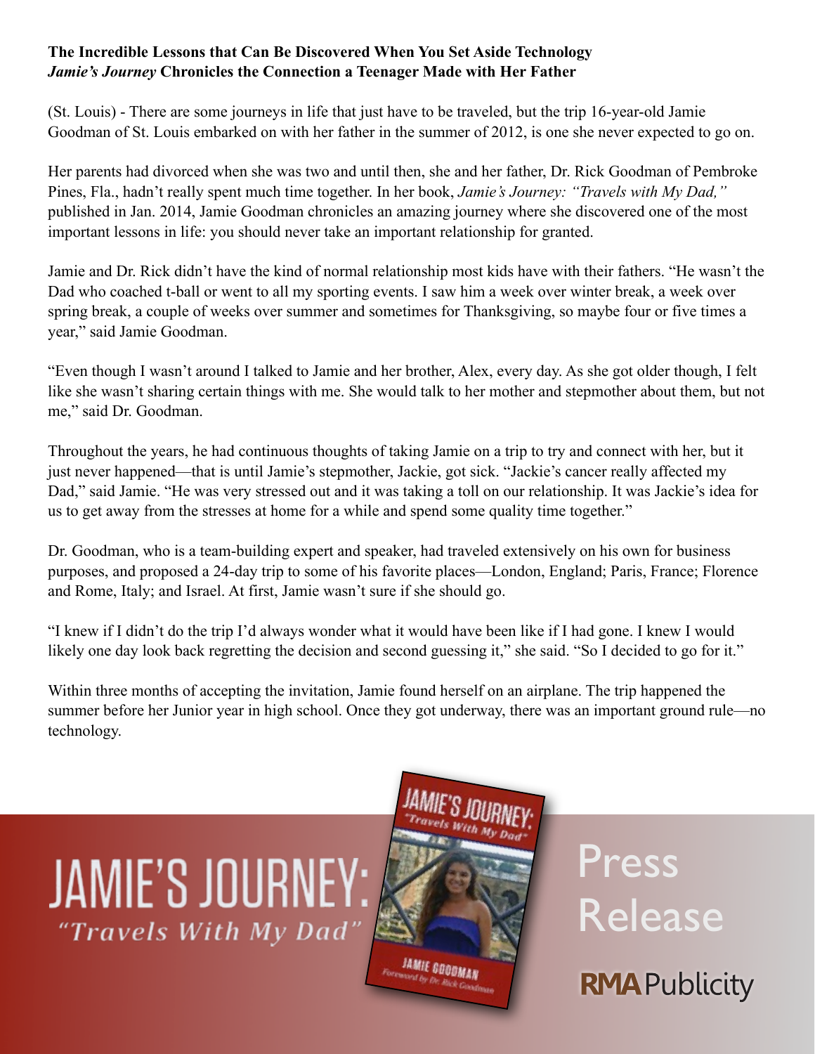**The Incredible Lessons that Can Be Discovered When You Set Aside Technology**
***Jamie's Journey* Chronicles the Connection a Teenager Made with Her Father**

(St. Louis) - There are some journeys in life that just have to be traveled, but the trip 16-year-old Jamie Goodman of St. Louis embarked on with her father in the summer of 2012, is one she never expected to go on.

Her parents had divorced when she was two and until then, she and her father, Dr. Rick Goodman of Pembroke Pines, Fla., hadn't really spent much time together. In her book, *Jamie's Journey: "Travels with My Dad,"* published in Jan. 2014, Jamie Goodman chronicles an amazing journey where she discovered one of the most important lessons in life: you should never take an important relationship for granted.

Jamie and Dr. Rick didn't have the kind of normal relationship most kids have with their fathers. "He wasn't the Dad who coached t-ball or went to all my sporting events. I saw him a week over winter break, a week over spring break, a couple of weeks over summer and sometimes for Thanksgiving, so maybe four or five times a year," said Jamie Goodman.

"Even though I wasn't around I talked to Jamie and her brother, Alex, every day. As she got older though, I felt like she wasn't sharing certain things with me. She would talk to her mother and stepmother about them, but not me," said Dr. Goodman.

Throughout the years, he had continuous thoughts of taking Jamie on a trip to try and connect with her, but it just never happened—that is until Jamie's stepmother, Jackie, got sick. "Jackie's cancer really affected my Dad," said Jamie. "He was very stressed out and it was taking a toll on our relationship. It was Jackie's idea for us to get away from the stresses at home for a while and spend some quality time together."

Dr. Goodman, who is a team-building expert and speaker, had traveled extensively on his own for business purposes, and proposed a 24-day trip to some of his favorite places—London, England; Paris, France; Florence and Rome, Italy; and Israel. At first, Jamie wasn't sure if she should go.

"I knew if I didn't do the trip I'd always wonder what it would have been like if I had gone. I knew I would likely one day look back regretting the decision and second guessing it," she said. "So I decided to go for it."

Within three months of accepting the invitation, Jamie found herself on an airplane. The trip happened the summer before her Junior year in high school. Once they got underway, there was an important ground rule—no technology.

JAMIE'S JOURNEY:
*"Travels With My Dad"*

Press Release

RMA Publicity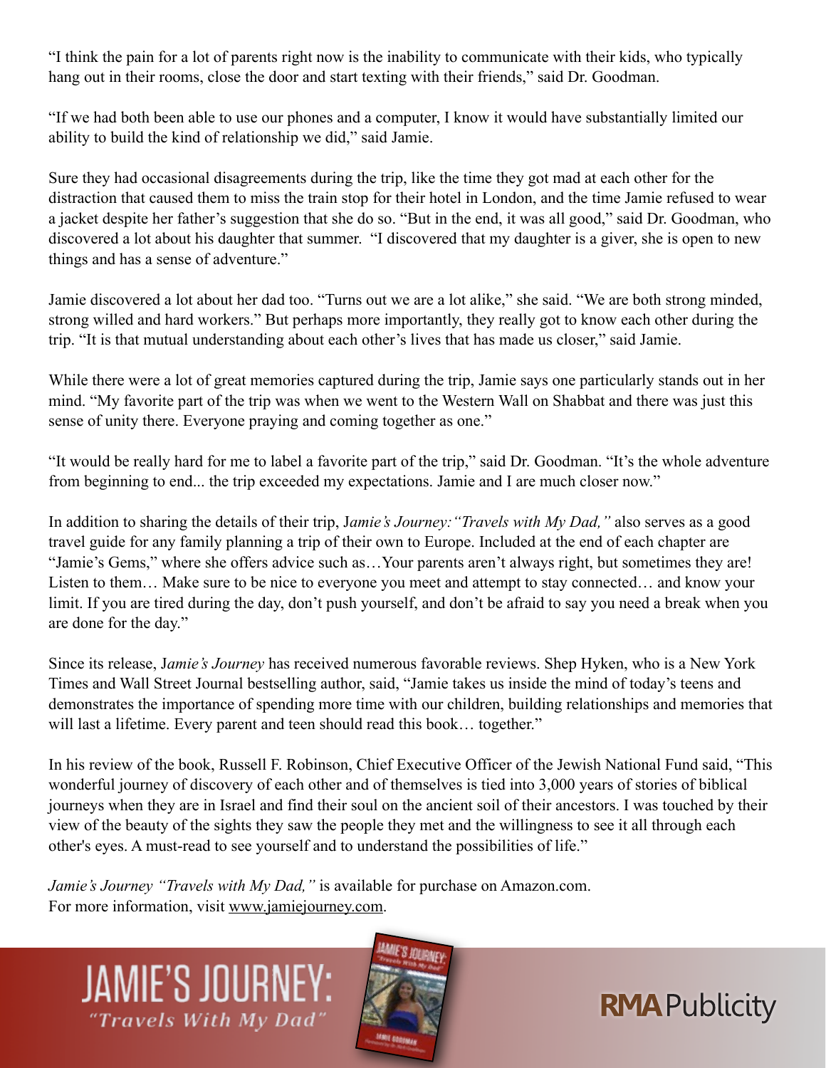"I think the pain for a lot of parents right now is the inability to communicate with their kids, who typically hang out in their rooms, close the door and start texting with their friends," said Dr. Goodman.

"If we had both been able to use our phones and a computer, I know it would have substantially limited our ability to build the kind of relationship we did," said Jamie.

Sure they had occasional disagreements during the trip, like the time they got mad at each other for the distraction that caused them to miss the train stop for their hotel in London, and the time Jamie refused to wear a jacket despite her father's suggestion that she do so. "But in the end, it was all good," said Dr. Goodman, who discovered a lot about his daughter that summer. "I discovered that my daughter is a giver, she is open to new things and has a sense of adventure."

Jamie discovered a lot about her dad too. "Turns out we are a lot alike," she said. "We are both strong minded, strong willed and hard workers." But perhaps more importantly, they really got to know each other during the trip. "It is that mutual understanding about each other's lives that has made us closer," said Jamie.

While there were a lot of great memories captured during the trip, Jamie says one particularly stands out in her mind. "My favorite part of the trip was when we went to the Western Wall on Shabbat and there was just this sense of unity there. Everyone praying and coming together as one."

"It would be really hard for me to label a favorite part of the trip," said Dr. Goodman. "It's the whole adventure from beginning to end... the trip exceeded my expectations. Jamie and I are much closer now."

In addition to sharing the details of their trip, J*amie's Journey: "Travels with My Dad,"* also serves as a good travel guide for any family planning a trip of their own to Europe. Included at the end of each chapter are "Jamie's Gems," where she offers advice such as…Your parents aren't always right, but sometimes they are! Listen to them… Make sure to be nice to everyone you meet and attempt to stay connected… and know your limit. If you are tired during the day, don't push yourself, and don't be afraid to say you need a break when you are done for the day."

Since its release, J*amie's Journey* has received numerous favorable reviews. Shep Hyken, who is a New York Times and Wall Street Journal bestselling author, said, "Jamie takes us inside the mind of today's teens and demonstrates the importance of spending more time with our children, building relationships and memories that will last a lifetime. Every parent and teen should read this book… together."

In his review of the book, Russell F. Robinson, Chief Executive Officer of the Jewish National Fund said, "This wonderful journey of discovery of each other and of themselves is tied into 3,000 years of stories of biblical journeys when they are in Israel and find their soul on the ancient soil of their ancestors. I was touched by their view of the beauty of the sights they saw the people they met and the willingness to see it all through each other's eyes. A must-read to see yourself and to understand the possibilities of life."

*Jamie's Journey "Travels with My Dad,"* is available for purchase on Amazon.com.
For more information, visit www.jamiejourney.com.

JAMIE'S JOURNEY: *"Travels With My Dad"*

RMA Publicity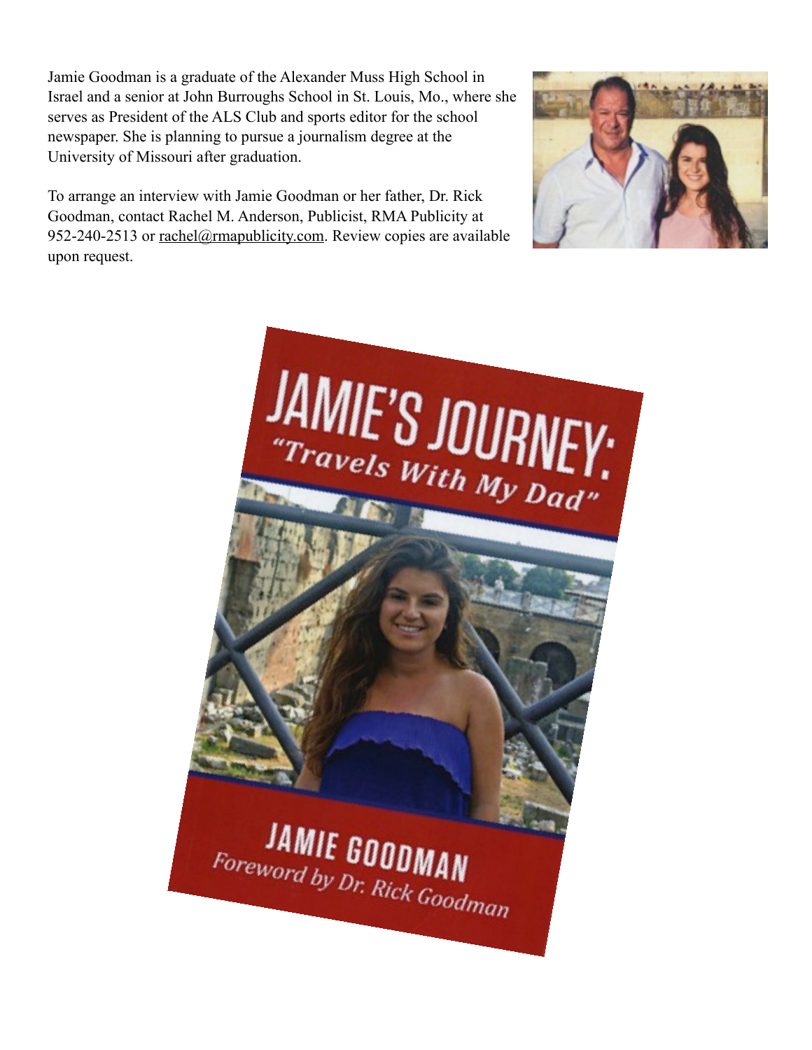Jamie Goodman is a graduate of the Alexander Muss High School in Israel and a senior at John Burroughs School in St. Louis, Mo., where she serves as President of the ALS Club and sports editor for the school newspaper. She is planning to pursue a journalism degree at the University of Missouri after graduation.

To arrange an interview with Jamie Goodman or her father, Dr. Rick Goodman, contact Rachel M. Anderson, Publicist, RMA Publicity at 952-240-2513 or rachel@rmapublicity.com. Review copies are available upon request.